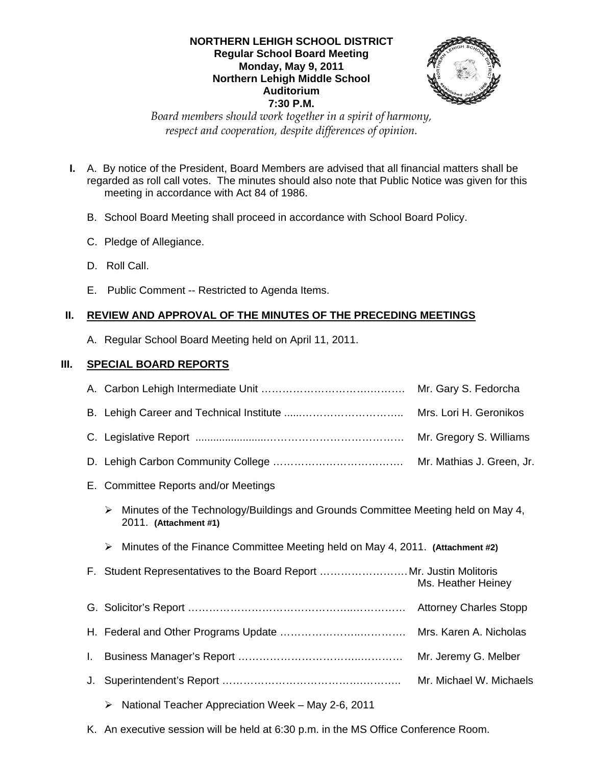**NORTHERN LEHIGH SCHOOL DISTRICT**
**Regular School Board Meeting**
**Monday, May 9, 2011**
**Northern Lehigh Middle School**
**Auditorium**
**7:30 P.M.**

*Board members should work together in a spirit of harmony, respect and cooperation, despite differences of opinion.*

**I.** A. By notice of the President, Board Members are advised that all financial matters shall be regarded as roll call votes. The minutes should also note that Public Notice was given for this meeting in accordance with Act 84 of 1986.

B. School Board Meeting shall proceed in accordance with School Board Policy.

C. Pledge of Allegiance.

D. Roll Call.

E. Public Comment -- Restricted to Agenda Items.

## II. REVIEW AND APPROVAL OF THE MINUTES OF THE PRECEDING MEETINGS

A. Regular School Board Meeting held on April 11, 2011.

## III. SPECIAL BOARD REPORTS

A. Carbon Lehigh Intermediate Unit ………………………………… Mr. Gary S. Fedorcha

B. Lehigh Career and Technical Institute ………………………… Mrs. Lori H. Geronikos

C. Legislative Report ……………………………………………… Mr. Gregory S. Williams

D. Lehigh Carbon Community College ………………………… Mr. Mathias J. Green, Jr.

E. Committee Reports and/or Meetings

- Minutes of the Technology/Buildings and Grounds Committee Meeting held on May 4, 2011. **(Attachment #1)**
- Minutes of the Finance Committee Meeting held on May 4, 2011. **(Attachment #2)**

F. Student Representatives to the Board Report …………………… Mr. Justin Molitoris
Ms. Heather Heiney

G. Solicitor's Report ……………………………………………… Attorney Charles Stopp

H. Federal and Other Programs Update ………………………… Mrs. Karen A. Nicholas

I. Business Manager's Report ……………………………………… Mr. Jeremy G. Melber

J. Superintendent's Report ………………………………………… Mr. Michael W. Michaels

- National Teacher Appreciation Week – May 2-6, 2011

K. An executive session will be held at 6:30 p.m. in the MS Office Conference Room.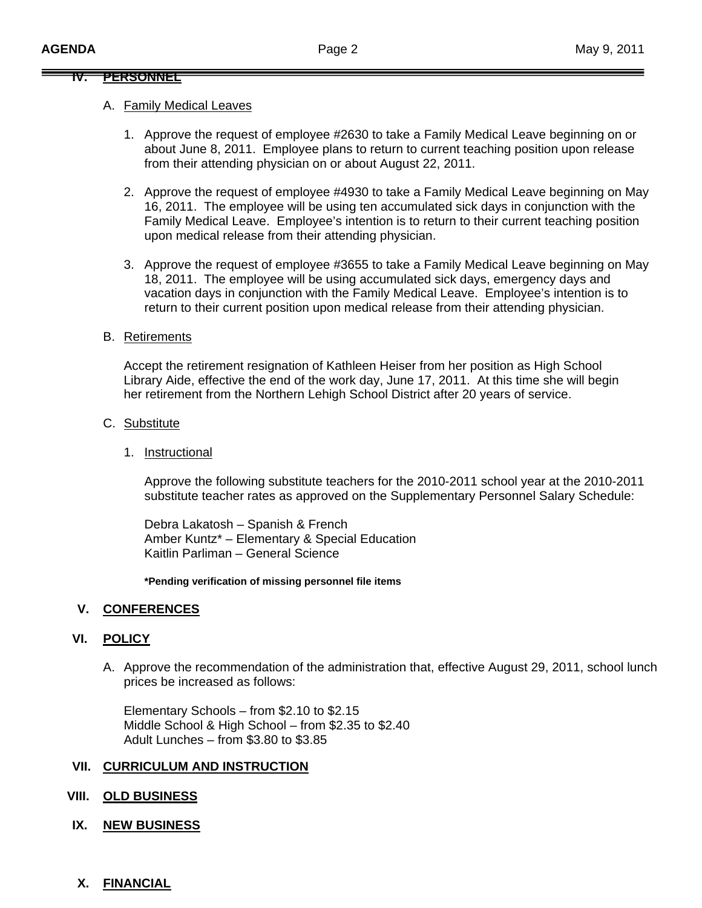## IV. PERSONNEL

A. Family Medical Leaves

1. Approve the request of employee #2630 to take a Family Medical Leave beginning on or about June 8, 2011. Employee plans to return to current teaching position upon release from their attending physician on or about August 22, 2011.

2. Approve the request of employee #4930 to take a Family Medical Leave beginning on May 16, 2011. The employee will be using ten accumulated sick days in conjunction with the Family Medical Leave. Employee's intention is to return to their current teaching position upon medical release from their attending physician.

3. Approve the request of employee #3655 to take a Family Medical Leave beginning on May 18, 2011. The employee will be using accumulated sick days, emergency days and vacation days in conjunction with the Family Medical Leave. Employee's intention is to return to their current position upon medical release from their attending physician.

B. Retirements

Accept the retirement resignation of Kathleen Heiser from her position as High School Library Aide, effective the end of the work day, June 17, 2011. At this time she will begin her retirement from the Northern Lehigh School District after 20 years of service.

C. Substitute

1. Instructional

Approve the following substitute teachers for the 2010-2011 school year at the 2010-2011 substitute teacher rates as approved on the Supplementary Personnel Salary Schedule:

Debra Lakatosh – Spanish & French
Amber Kuntz* – Elementary & Special Education
Kaitlin Parliman – General Science

**\*Pending verification of missing personnel file items**

## V. CONFERENCES

## VI. POLICY

A. Approve the recommendation of the administration that, effective August 29, 2011, school lunch prices be increased as follows:

Elementary Schools – from $2.10 to $2.15
Middle School & High School – from $2.35 to $2.40
Adult Lunches – from $3.80 to $3.85

## VII. CURRICULUM AND INSTRUCTION

## VIII. OLD BUSINESS

## IX. NEW BUSINESS

## X. FINANCIAL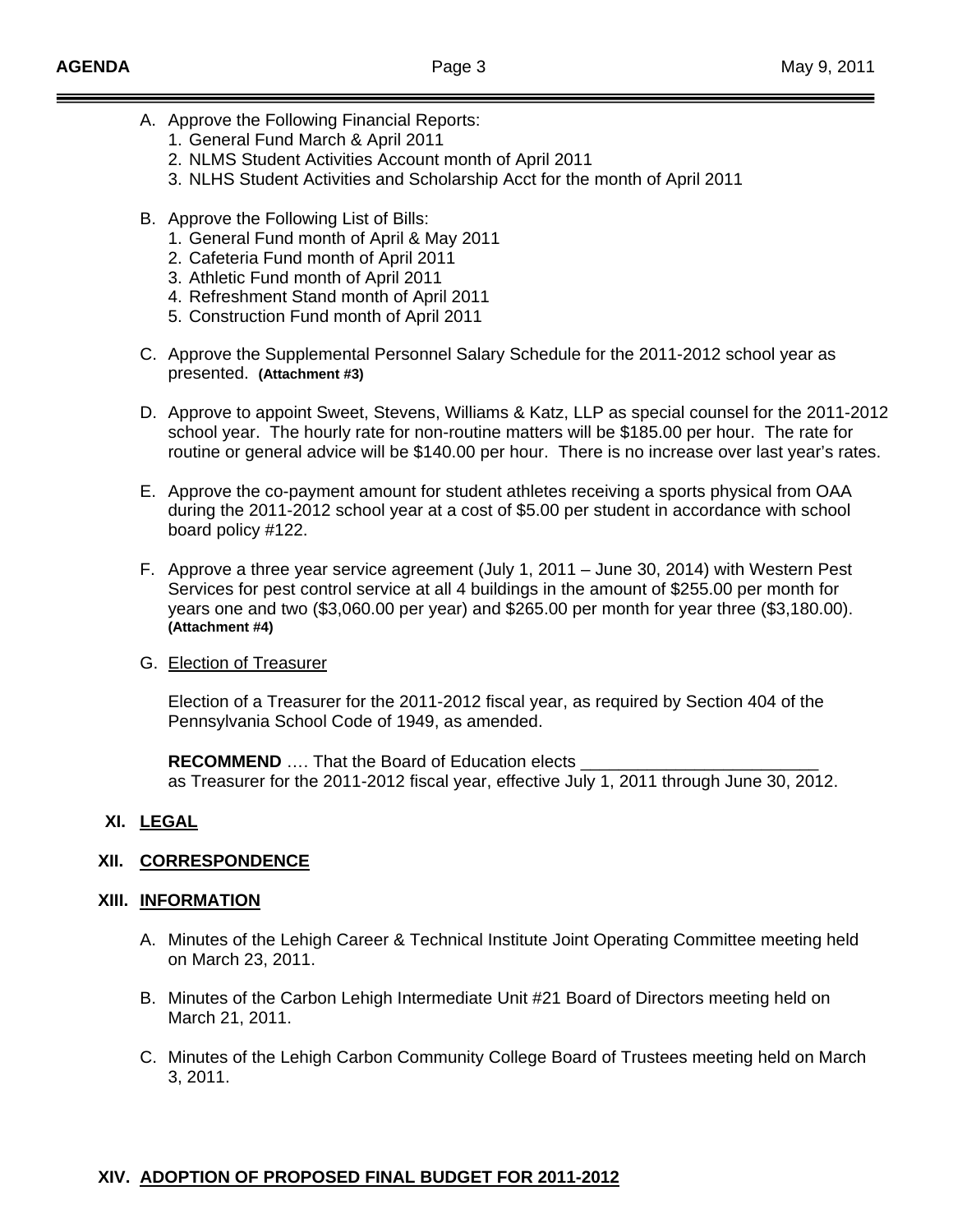A. Approve the Following Financial Reports:
   1. General Fund March & April 2011
   2. NLMS Student Activities Account month of April 2011
   3. NLHS Student Activities and Scholarship Acct for the month of April 2011

B. Approve the Following List of Bills:
   1. General Fund month of April & May 2011
   2. Cafeteria Fund month of April 2011
   3. Athletic Fund month of April 2011
   4. Refreshment Stand month of April 2011
   5. Construction Fund month of April 2011

C. Approve the Supplemental Personnel Salary Schedule for the 2011-2012 school year as presented. **(Attachment #3)**

D. Approve to appoint Sweet, Stevens, Williams & Katz, LLP as special counsel for the 2011-2012 school year. The hourly rate for non-routine matters will be $185.00 per hour. The rate for routine or general advice will be $140.00 per hour. There is no increase over last year's rates.

E. Approve the co-payment amount for student athletes receiving a sports physical from OAA during the 2011-2012 school year at a cost of $5.00 per student in accordance with school board policy #122.

F. Approve a three year service agreement (July 1, 2011 – June 30, 2014) with Western Pest Services for pest control service at all 4 buildings in the amount of $255.00 per month for years one and two ($3,060.00 per year) and $265.00 per month for year three ($3,180.00). **(Attachment #4)**

G. Election of Treasurer

   Election of a Treasurer for the 2011-2012 fiscal year, as required by Section 404 of the Pennsylvania School Code of 1949, as amended.

   **RECOMMEND** …. That the Board of Education elects _________________________ as Treasurer for the 2011-2012 fiscal year, effective July 1, 2011 through June 30, 2012.

## XI. LEGAL

## XII. CORRESPONDENCE

## XIII. INFORMATION

A. Minutes of the Lehigh Career & Technical Institute Joint Operating Committee meeting held on March 23, 2011.

B. Minutes of the Carbon Lehigh Intermediate Unit #21 Board of Directors meeting held on March 21, 2011.

C. Minutes of the Lehigh Carbon Community College Board of Trustees meeting held on March 3, 2011.

## XIV. ADOPTION OF PROPOSED FINAL BUDGET FOR 2011-2012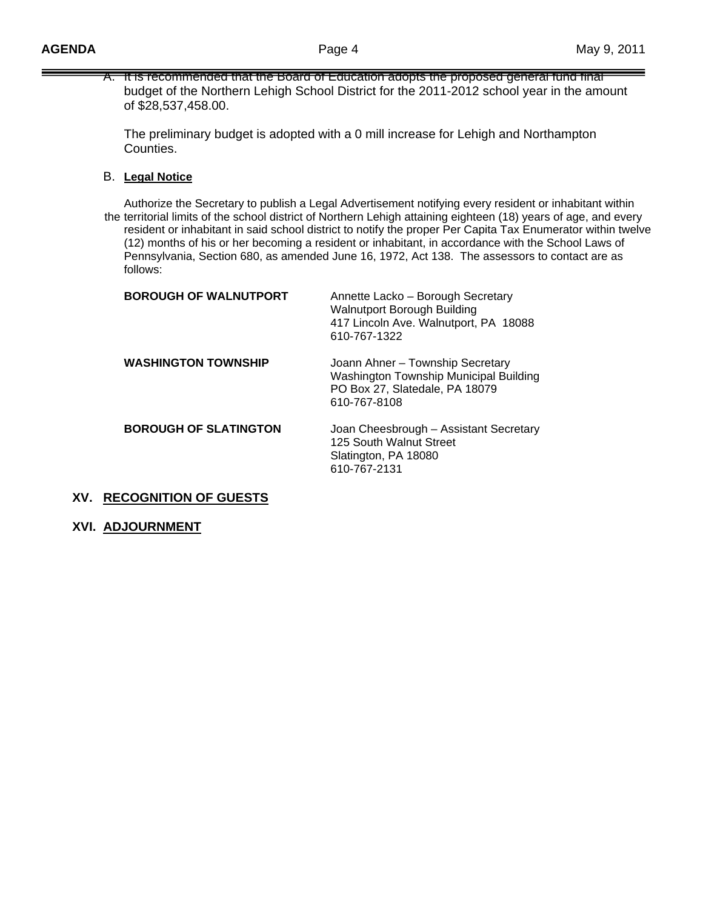A. It is recommended that the Board of Education adopts the proposed general fund final budget of the Northern Lehigh School District for the 2011-2012 school year in the amount of $28,537,458.00.

The preliminary budget is adopted with a 0 mill increase for Lehigh and Northampton Counties.

B. **Legal Notice**

Authorize the Secretary to publish a Legal Advertisement notifying every resident or inhabitant within the territorial limits of the school district of Northern Lehigh attaining eighteen (18) years of age, and every resident or inhabitant in said school district to notify the proper Per Capita Tax Enumerator within twelve (12) months of his or her becoming a resident or inhabitant, in accordance with the School Laws of Pennsylvania, Section 680, as amended June 16, 1972, Act 138. The assessors to contact are as follows:

| | |
|---|---|
| **BOROUGH OF WALNUTPORT** | Annette Lacko – Borough Secretary<br>Walnutport Borough Building<br>417 Lincoln Ave. Walnutport, PA 18088<br>610-767-1322 |
| **WASHINGTON TOWNSHIP** | Joann Ahner – Township Secretary<br>Washington Township Municipal Building<br>PO Box 27, Slatedale, PA 18079<br>610-767-8108 |
| **BOROUGH OF SLATINGTON** | Joan Cheesbrough – Assistant Secretary<br>125 South Walnut Street<br>Slatington, PA 18080<br>610-767-2131 |

## XV. RECOGNITION OF GUESTS

## XVI. ADJOURNMENT